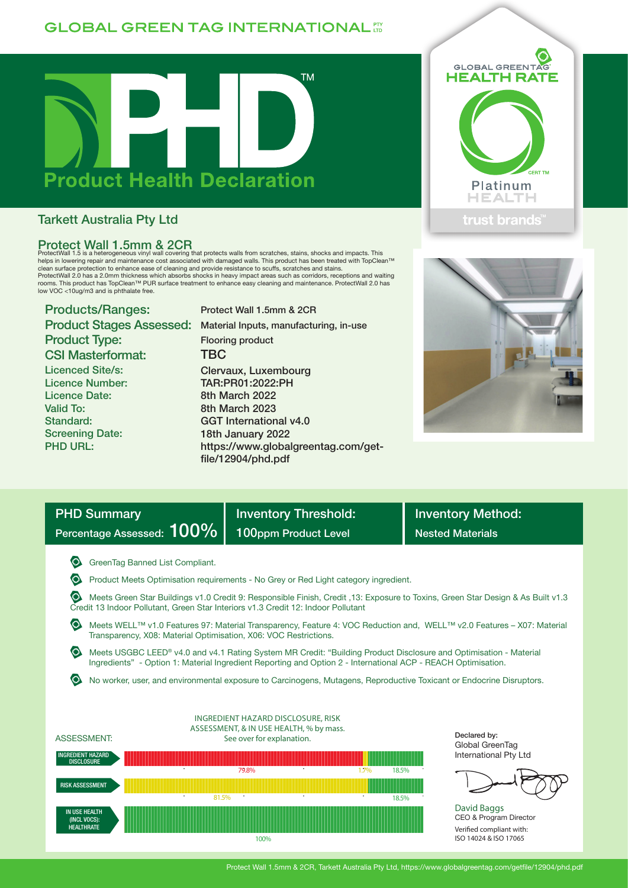GLOBAL GREEN TAG INTERNATIONAL PTY LTD

# PHD™ Product Health Declaration

GLOBAL GREENTAG® HEALTH RATE CERT TM Platinum HEALTH

trust brands™

## Tarkett Australia Pty Ltd

## Protect Wall 1.5mm & 2CR

ProtectWall 1.5 is a heterogeneous vinyl wall covering that protects walls from scratches, stains, shocks and impacts. This helps in lowering repair and maintenance cost associated with damaged walls. This product has been treated with TopClean™ clean surface protection to enhance ease of cleaning and provide resistance to scuffs, scratches and stains.
ProtectWall 2.0 has a 2.0mm thickness which absorbs shocks in heavy impact areas such as corridors, receptions and waiting rooms. This product has TopClean™ PUR surface treatment to enhance easy cleaning and maintenance. ProtectWall 2.0 has low VOC <10ug/m3 and is phthalate free.

| | |
|---|---|
| **Products/Ranges:** | Protect Wall 1.5mm & 2CR |
| **Product Stages Assessed:** | Material Inputs, manufacturing, in-use |
| **Product Type:** | Flooring product |
| **CSI Masterformat:** | TBC |
| **Licenced Site/s:** | Clervaux, Luxembourg |
| **Licence Number:** | TAR:PR01:2022:PH |
| **Licence Date:** | 8th March 2022 |
| **Valid To:** | 8th March 2023 |
| **Standard:** | GGT International v4.0 |
| **Screening Date:** | 18th January 2022 |
| **PHD URL:** | https://www.globalgreentag.com/get-file/12904/phd.pdf |

| PHD Summary | Inventory Threshold: | Inventory Method: |
|---|---|---|
| Percentage Assessed: **100%** | 100ppm Product Level | Nested Materials |

- GreenTag Banned List Compliant.
- Product Meets Optimisation requirements - No Grey or Red Light category ingredient.
- Meets Green Star Buildings v1.0 Credit 9: Responsible Finish, Credit ,13: Exposure to Toxins, Green Star Design & As Built v1.3 Credit 13 Indoor Pollutant, Green Star Interiors v1.3 Credit 12: Indoor Pollutant
- Meets WELL™ v1.0 Features 97: Material Transparency, Feature 4: VOC Reduction and, WELL™ v2.0 Features – X07: Material Transparency, X08: Material Optimisation, X06: VOC Restrictions.
- Meets USGBC LEED® v4.0 and v4.1 Rating System MR Credit: "Building Product Disclosure and Optimisation - Material Ingredients" - Option 1: Material Ingredient Reporting and Option 2 - International ACP - REACH Optimisation.
- No worker, user, and environmental exposure to Carcinogens, Mutagens, Reproductive Toxicant or Endocrine Disruptors.

ASSESSMENT: INGREDIENT HAZARD DISCLOSURE, RISK ASSESSMENT, & IN USE HEALTH, % by mass. See over for explanation.

| Assessment | Red | Yellow | Green |
|---|---|---|---|
| INGREDIENT HAZARD DISCLOSURE | 79.8% | 1.7% | 18.5% |
| RISK ASSESSMENT | | 81.5% | 18.5% |
| IN USE HEALTH (INCL VOCS): HEALTHRATE | | | 100% |

Declared by:
Global GreenTag International Pty Ltd

David Baggs
CEO & Program Director
Verified compliant with: ISO 14024 & ISO 17065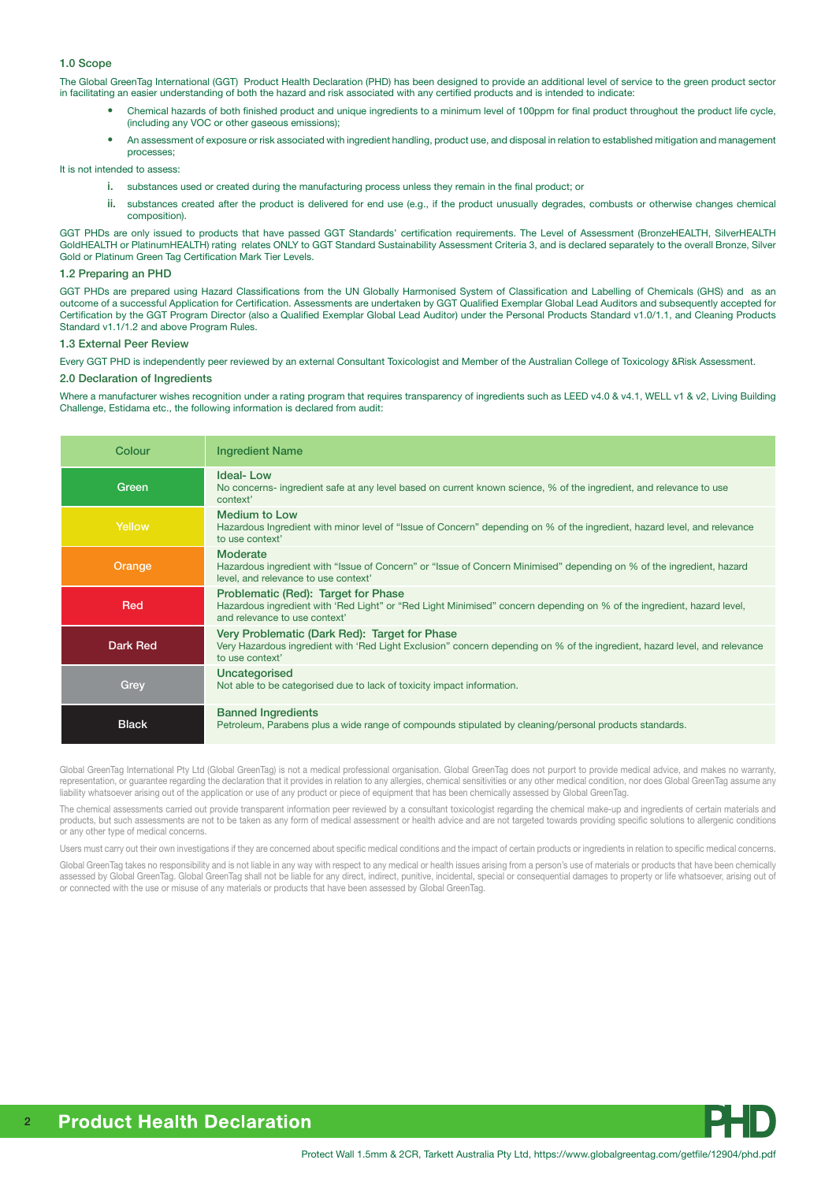### 1.0 Scope

The Global GreenTag International (GGT) Product Health Declaration (PHD) has been designed to provide an additional level of service to the green product sector in facilitating an easier understanding of both the hazard and risk associated with any certified products and is intended to indicate:

- Chemical hazards of both finished product and unique ingredients to a minimum level of 100ppm for final product throughout the product life cycle, (including any VOC or other gaseous emissions);
- An assessment of exposure or risk associated with ingredient handling, product use, and disposal in relation to established mitigation and management processes;

It is not intended to assess:

i. substances used or created during the manufacturing process unless they remain in the final product; or

ii. substances created after the product is delivered for end use (e.g., if the product unusually degrades, combusts or otherwise changes chemical composition).

GGT PHDs are only issued to products that have passed GGT Standards' certification requirements. The Level of Assessment (BronzeHEALTH, SilverHEALTH GoldHEALTH or PlatinumHEALTH) rating relates ONLY to GGT Standard Sustainability Assessment Criteria 3, and is declared separately to the overall Bronze, Silver Gold or Platinum Green Tag Certification Mark Tier Levels.

### 1.2 Preparing an PHD

GGT PHDs are prepared using Hazard Classifications from the UN Globally Harmonised System of Classification and Labelling of Chemicals (GHS) and as an outcome of a successful Application for Certification. Assessments are undertaken by GGT Qualified Exemplar Global Lead Auditors and subsequently accepted for Certification by the GGT Program Director (also a Qualified Exemplar Global Lead Auditor) under the Personal Products Standard v1.0/1.1, and Cleaning Products Standard v1.1/1.2 and above Program Rules.

### 1.3 External Peer Review

Every GGT PHD is independently peer reviewed by an external Consultant Toxicologist and Member of the Australian College of Toxicology &Risk Assessment.

### 2.0 Declaration of Ingredients

Where a manufacturer wishes recognition under a rating program that requires transparency of ingredients such as LEED v4.0 & v4.1, WELL v1 & v2, Living Building Challenge, Estidama etc., the following information is declared from audit:

| Colour | Ingredient Name |
|---|---|
| Green | **Ideal- Low**<br>No concerns- ingredient safe at any level based on current known science, % of the ingredient, and relevance to use context' |
| Yellow | **Medium to Low**<br>Hazardous Ingredient with minor level of "Issue of Concern" depending on % of the ingredient, hazard level, and relevance to use context' |
| Orange | **Moderate**<br>Hazardous ingredient with "Issue of Concern" or "Issue of Concern Minimised" depending on % of the ingredient, hazard level, and relevance to use context' |
| Red | **Problematic (Red): Target for Phase**<br>Hazardous ingredient with 'Red Light" or "Red Light Minimised" concern depending on % of the ingredient, hazard level, and relevance to use context' |
| Dark Red | **Very Problematic (Dark Red): Target for Phase**<br>Very Hazardous ingredient with 'Red Light Exclusion" concern depending on % of the ingredient, hazard level, and relevance to use context' |
| Grey | **Uncategorised**<br>Not able to be categorised due to lack of toxicity impact information. |
| Black | **Banned Ingredients**<br>Petroleum, Parabens plus a wide range of compounds stipulated by cleaning/personal products standards. |

Global GreenTag International Pty Ltd (Global GreenTag) is not a medical professional organisation. Global GreenTag does not purport to provide medical advice, and makes no warranty, representation, or guarantee regarding the declaration that it provides in relation to any allergies, chemical sensitivities or any other medical condition, nor does Global GreenTag assume any liability whatsoever arising out of the application or use of any product or piece of equipment that has been chemically assessed by Global GreenTag.

The chemical assessments carried out provide transparent information peer reviewed by a consultant toxicologist regarding the chemical make-up and ingredients of certain materials and products, but such assessments are not to be taken as any form of medical assessment or health advice and are not targeted towards providing specific solutions to allergenic conditions or any other type of medical concerns.

Users must carry out their own investigations if they are concerned about specific medical conditions and the impact of certain products or ingredients in relation to specific medical concerns.

Global GreenTag takes no responsibility and is not liable in any way with respect to any medical or health issues arising from a person's use of materials or products that have been chemically assessed by Global GreenTag. Global GreenTag shall not be liable for any direct, indirect, punitive, incidental, special or consequential damages to property or life whatsoever, arising out of or connected with the use or misuse of any materials or products that have been assessed by Global GreenTag.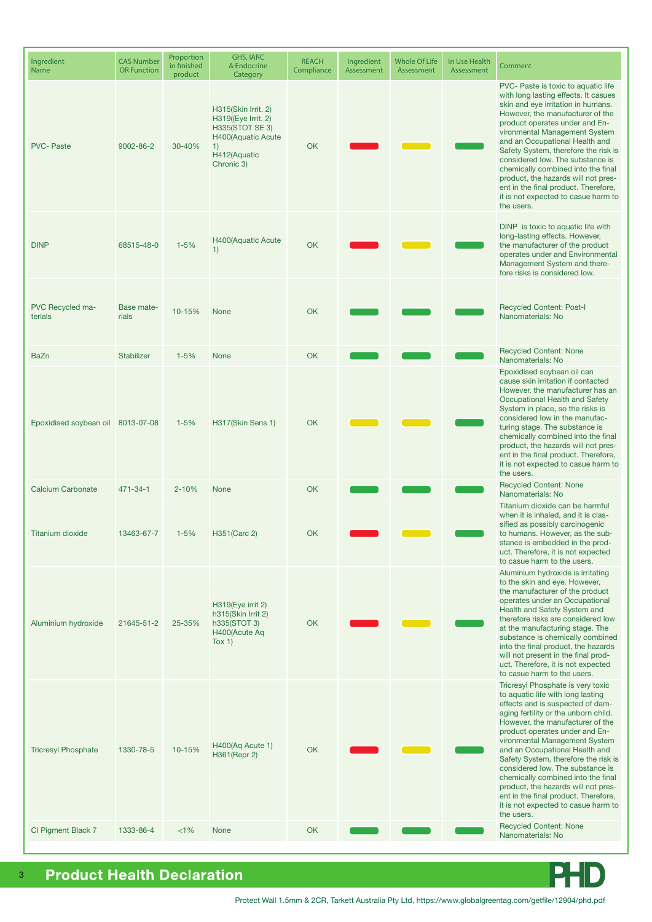| Ingredient Name | CAS Number OR Function | Proportion in finished product | GHS, IARC & Endocrine Category | REACH Compliance | Ingredient Assessment | Whole Of Life Assessment | In Use Health Assessment | Comment |
|---|---|---|---|---|---|---|---|---|
| PVC- Paste | 9002-86-2 | 30-40% | H315(Skin Irrit. 2) H319((Eye Irrit. 2) H335(STOT SE 3) H400(Aquatic Acute 1) H412(Aquatic Chronic 3) | OK | Red | Yellow | Green | PVC- Paste is toxic to aquatic life with long lasting effects. It caues skin and eye irritation in humans. However, the manufacturer of the product operates under and Environmental Management System and an Occupational Health and Safety System, therefore the risk is considered low. The substance is chemically combined into the final product, the hazards will not present in the final product. Therefore, it is not expected to casue harm to the users. |
| DINP | 68515-48-0 | 1-5% | H400(Aquatic Acute 1) | OK | Red | Yellow | Green | DINP is toxic to aquatic life with long-lasting effects. However, the manufacturer of the product operates under and Environmental Management System and therefore risks is considered low. |
| PVC Recycled materials | Base materials | 10-15% | None | OK | Green | Green | Green | Recycled Content: Post-I Nanomaterials: No |
| BaZn | Stabilizer | 1-5% | None | OK | Green | Green | Green | Recycled Content: None Nanomaterials: No |
| Epoxidised soybean oil | 8013-07-08 | 1-5% | H317(Skin Sens 1) | OK | Yellow | Yellow | Green | Epoxidised soybean oil can cause skin irritation if contacted However, the manufacturer has an Occupational Health and Safety System in place, so the risks is considered low in the manufacturing stage. The substance is chemically combined into the final product, the hazards will not present in the final product. Therefore, it is not expected to casue harm to the users. |
| Calcium Carbonate | 471-34-1 | 2-10% | None | OK | Green | Green | Green | Recycled Content: None Nanomaterials: No |
| Titanium dioxide | 13463-67-7 | 1-5% | H351(Carc 2) | OK | Red | Yellow | Green | Titanium dioxide can be harmful when it is inhaled, and it is classified as possibly carcinogenic to humans. However, as the substance is embedded in the product. Therefore, it is not expected to casue harm to the users. |
| Aluminium hydroxide | 21645-51-2 | 25-35% | H319(Eye irrit 2) h315(Skin Irrit 2) h335(STOT 3) H400(Acute Aq Tox 1) | OK | Red | Yellow | Green | Aluminium hydroxide is irritating to the skin and eye. However, the manufacturer of the product operates under an Occupational Health and Safety System and therefore risks are considered low at the manufacturing stage. The substance is chemically combined into the final product, the hazards will not present in the final product. Therefore, it is not expected to casue harm to the users. |
| Tricresyl Phosphate | 1330-78-5 | 10-15% | H400(Aq Acute 1) H361(Repr 2) | OK | Red | Yellow | Green | Tricresyl Phosphate is very toxic to aquatic life with long lasting effects and is suspected of damaging fertility or the unborn child. However, the manufacturer of the product operates under and Environmental Management System and an Occupational Health and Safety System, therefore the risk is considered low. The substance is chemically combined into the final product, the hazards will not present in the final product. Therefore, it is not expected to casue harm to the users. |
| CI Pigment Black 7 | 1333-86-4 | <1% | None | OK | Green | Green | Green | Recycled Content: None Nanomaterials: No |

Protect Wall 1.5mm & 2CR, Tarkett Australia Pty Ltd, https://www.globalgreentag.com/getfile/12904/phd.pdf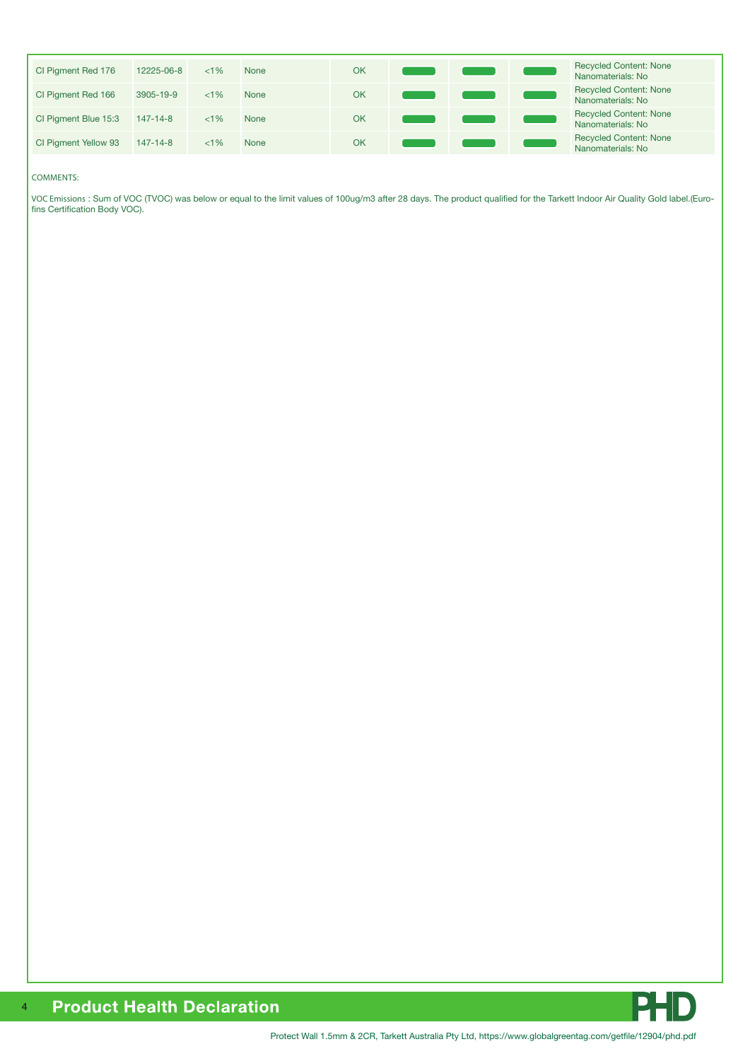| | | | | | | | | |
|---|---|---|---|---|---|---|---|---|
| CI Pigment Red 176 | 12225-06-8 | <1% | None | OK | | | | Recycled Content: None Nanomaterials: No |
| CI Pigment Red 166 | 3905-19-9 | <1% | None | OK | | | | Recycled Content: None Nanomaterials: No |
| CI Pigment Blue 15:3 | 147-14-8 | <1% | None | OK | | | | Recycled Content: None Nanomaterials: No |
| CI Pigment Yellow 93 | 147-14-8 | <1% | None | OK | | | | Recycled Content: None Nanomaterials: No |

COMMENTS:

VOC Emissions : Sum of VOC (TVOC) was below or equal to the limit values of 100ug/m3 after 28 days. The product qualified for the Tarkett Indoor Air Quality Gold label.(Eurofins Certification Body VOC).